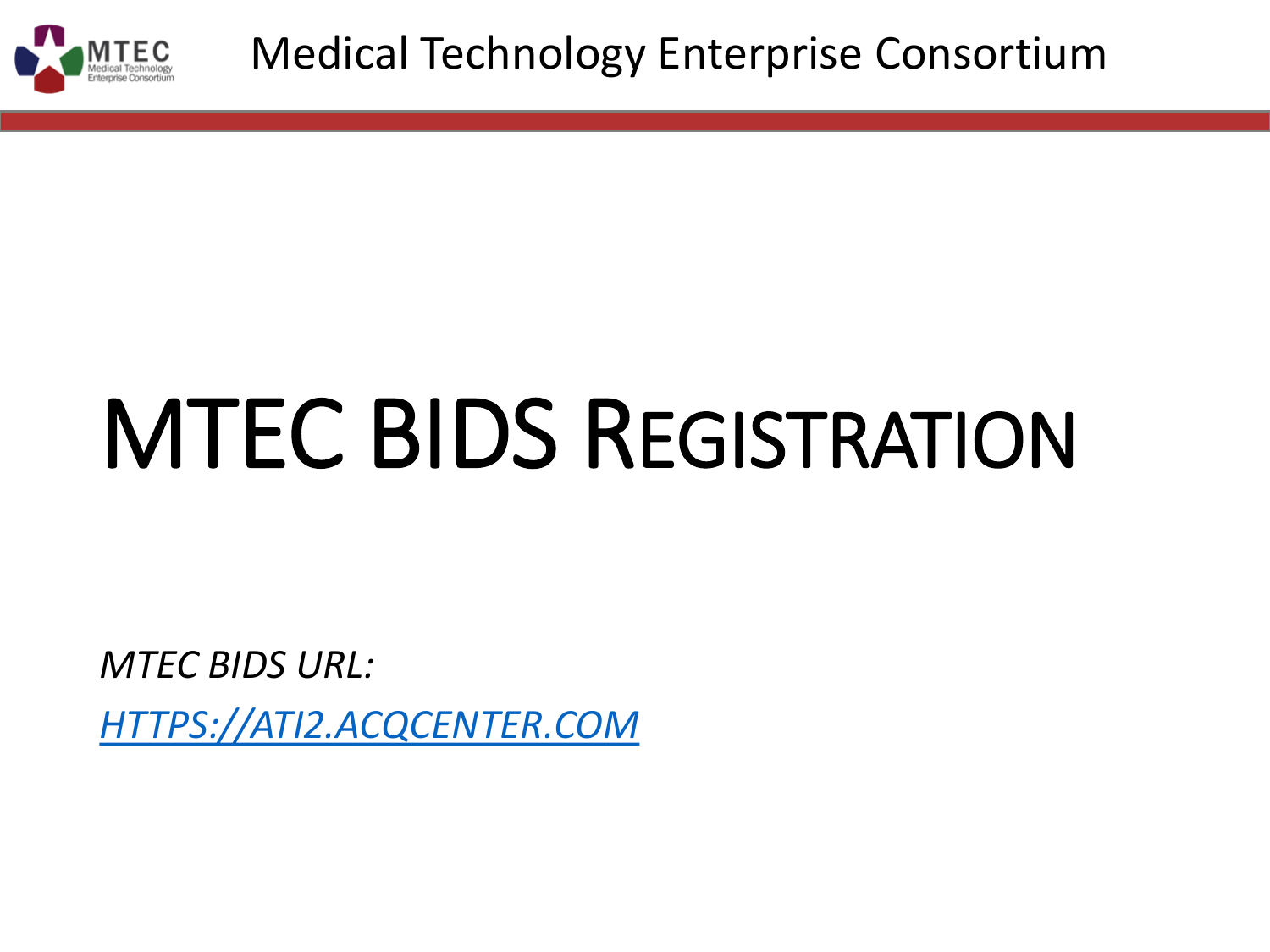# MTEC BIDS Registration

*MTEC BIDS URL:*

*[HTTPS://ATI2.ACQCENTER.COM](https://ati2.acqcenter.com)*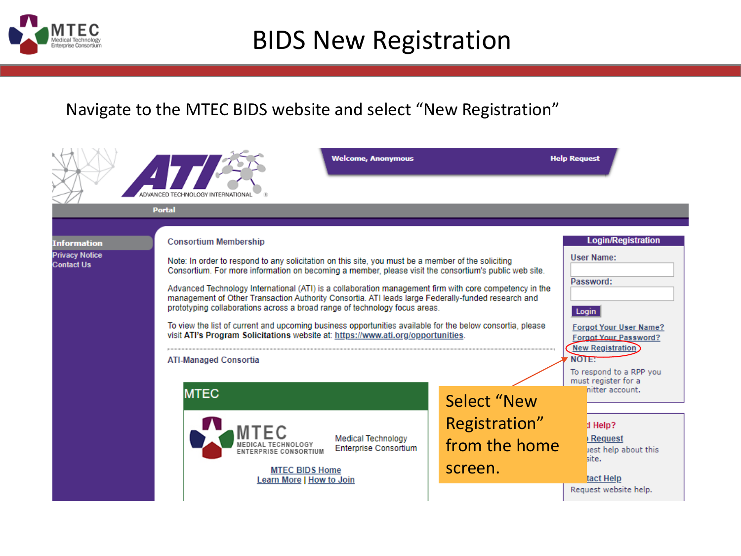# BIDS New Registration

Navigate to the MTEC BIDS website and select "New Registration"

Welcome, Anonymous | Help Request

Portal

**Information**
- Privacy Notice
- Contact Us

**Consortium Membership**

Note: In order to respond to any solicitation on this site, you must be a member of the soliciting Consortium. For more information on becoming a member, please visit the consortium's public web site.

Advanced Technology International (ATI) is a collaboration management firm with core competency in the management of Other Transaction Authority Consortia. ATI leads large Federally-funded research and prototyping collaborations across a broad range of technology focus areas.

To view the list of current and upcoming business opportunities available for the below consortia, please visit **ATI's Program Solicitations** website at: https://www.ati.org/opportunities.

**ATI-Managed Consortia**

**MTEC**

MTEC Medical Technology Enterprise Consortium

Medical Technology Enterprise Consortium

MTEC BIDS Home
Learn More | How to Join

**Login/Registration**

User Name:

Password:

Login

Forgot Your User Name?
Forgot Your Password?
New Registration

NOTE:
To respond to a RPP you must register for a ...nitter account.

...d Help?
...Request
...uest help about this site.

...tact Help
Request website help.

Select "New Registration" from the home screen.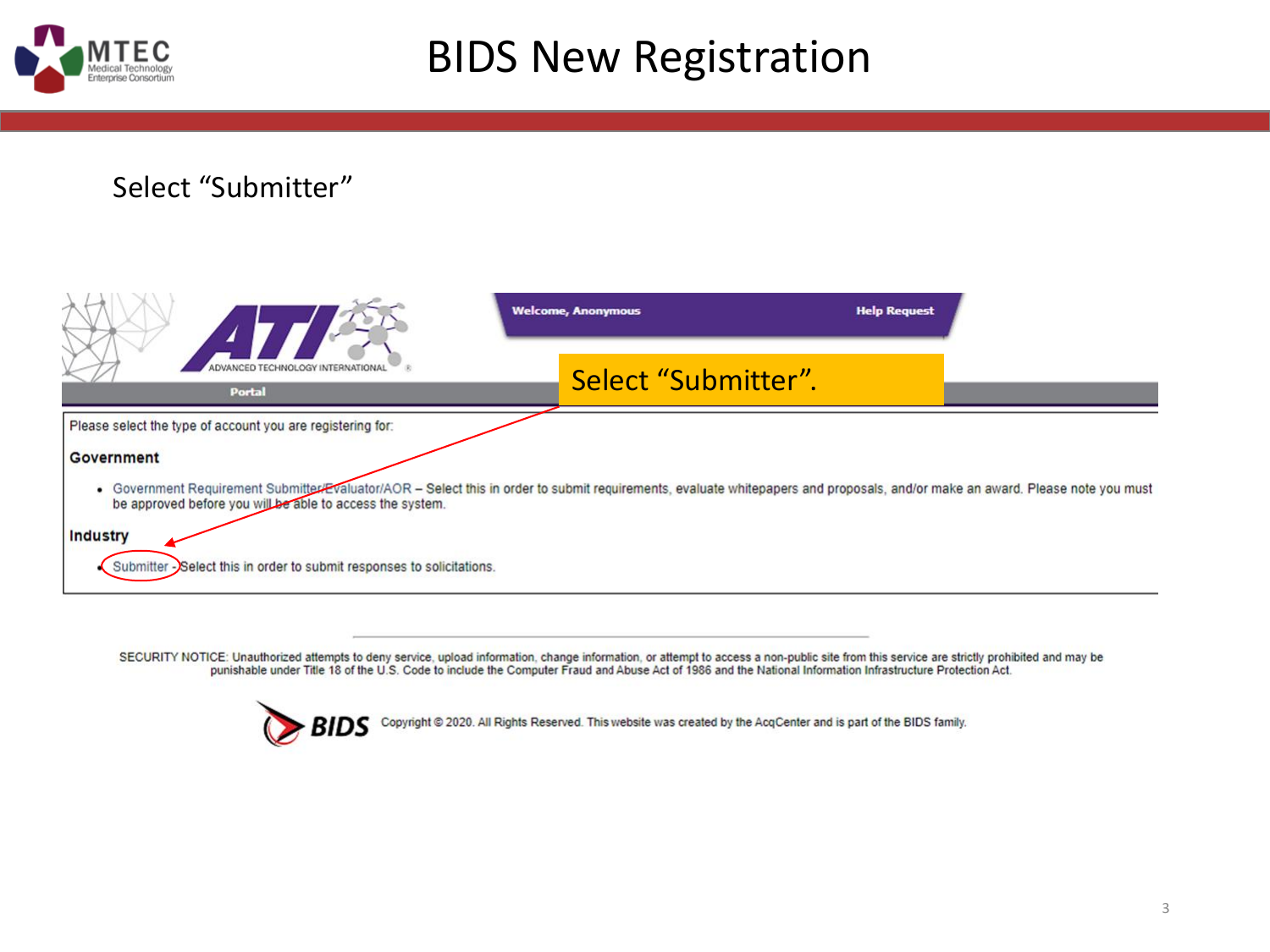# BIDS New Registration

Select “Submitter”

Welcome, Anonymous

Help Request

Portal

Select “Submitter”.

Please select the type of account you are registering for:

**Government**

- Government Requirement Submitter/Evaluator/AOR – Select this in order to submit requirements, evaluate whitepapers and proposals, and/or make an award. Please note you must be approved before you will be able to access the system.

**Industry**

- Submitter - Select this in order to submit responses to solicitations.

SECURITY NOTICE: Unauthorized attempts to deny service, upload information, change information, or attempt to access a non-public site from this service are strictly prohibited and may be punishable under Title 18 of the U.S. Code to include the Computer Fraud and Abuse Act of 1986 and the National Information Infrastructure Protection Act.

BIDS Copyright © 2020. All Rights Reserved. This website was created by the AcqCenter and is part of the BIDS family.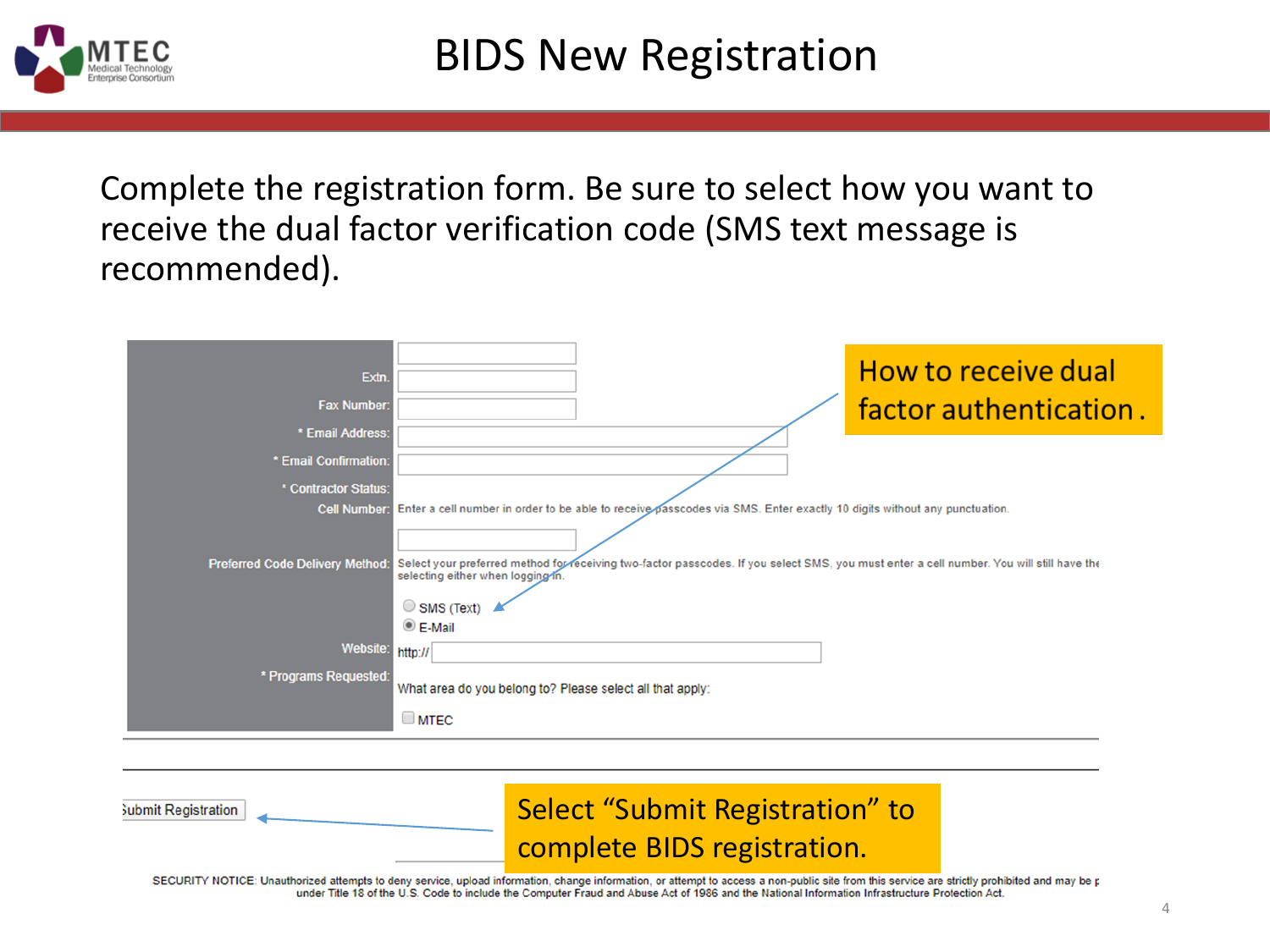# BIDS New Registration

Complete the registration form. Be sure to select how you want to receive the dual factor verification code (SMS text message is recommended).

| | |
|---|---|
| | |
| Extn. | |
| Fax Number: | |
| * Email Address: | |
| * Email Confirmation: | |
| * Contractor Status: | |
| Cell Number: | Enter a cell number in order to be able to receive passcodes via SMS. Enter exactly 10 digits without any punctuation. |
| Preferred Code Delivery Method: | Select your preferred method for receiving two-factor passcodes. If you select SMS, you must enter a cell number. You will still have the selecting either when logging in. <br> ○ SMS (Text) <br> ◉ E-Mail |
| Website: | http:// |
| * Programs Requested: | What area do you belong to? Please select all that apply: <br> ☐ MTEC |

How to receive dual factor authentication.

Submit Registration

Select "Submit Registration" to complete BIDS registration.

SECURITY NOTICE: Unauthorized attempts to deny service, upload information, change information, or attempt to access a non-public site from this service are strictly prohibited and may be p under Title 18 of the U.S. Code to include the Computer Fraud and Abuse Act of 1986 and the National Information Infrastructure Protection Act.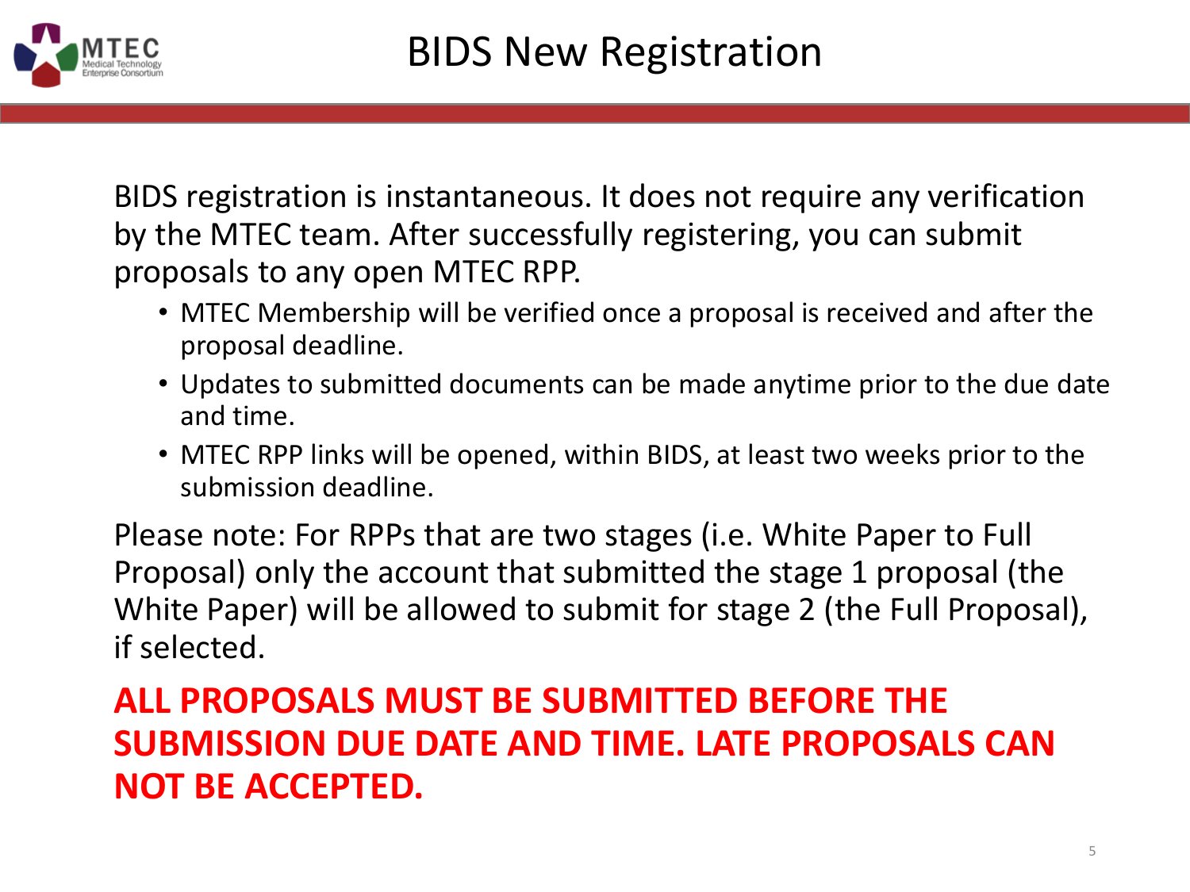# BIDS New Registration

BIDS registration is instantaneous. It does not require any verification by the MTEC team. After successfully registering, you can submit proposals to any open MTEC RPP.

- MTEC Membership will be verified once a proposal is received and after the proposal deadline.
- Updates to submitted documents can be made anytime prior to the due date and time.
- MTEC RPP links will be opened, within BIDS, at least two weeks prior to the submission deadline.

Please note: For RPPs that are two stages (i.e. White Paper to Full Proposal) only the account that submitted the stage 1 proposal (the White Paper) will be allowed to submit for stage 2 (the Full Proposal), if selected.

**ALL PROPOSALS MUST BE SUBMITTED BEFORE THE SUBMISSION DUE DATE AND TIME. LATE PROPOSALS CAN NOT BE ACCEPTED.**